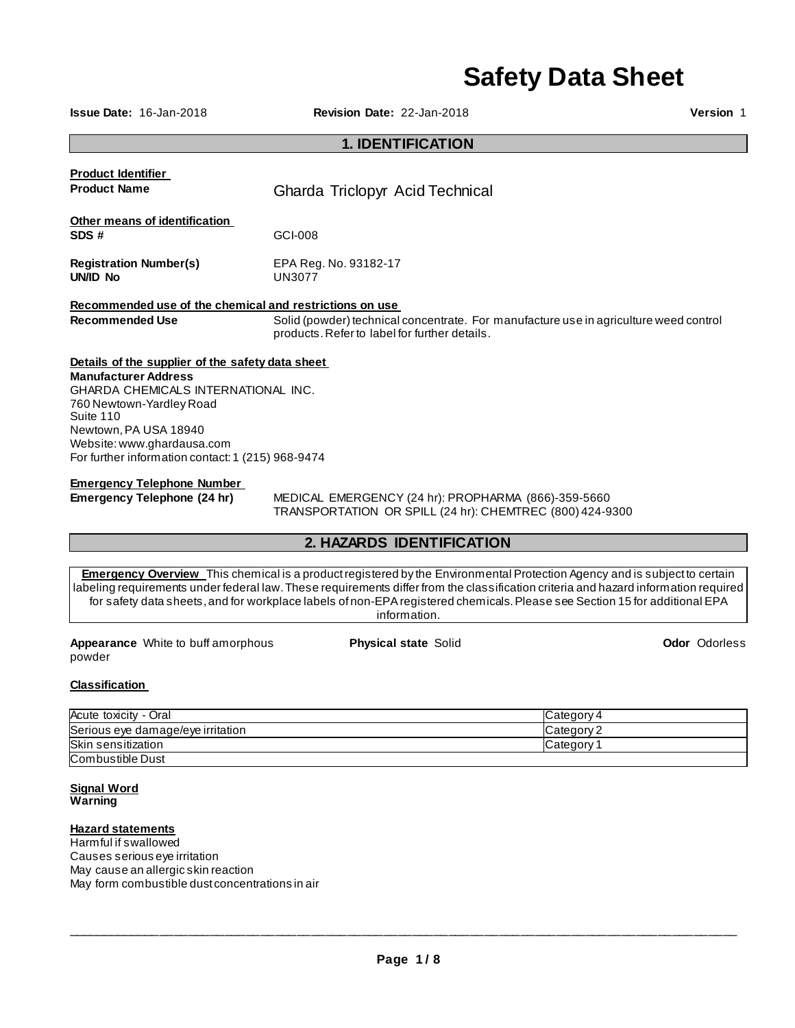# Safety Data Sheet

**Issue Date:** 16-Jan-2018 **Revision Date:** 22-Jan-2018 **Version** 1

## 1. IDENTIFICATION

**Product Identifier**

**Product Name** Gharda Triclopyr Acid Technical

**Other means of identification**

**SDS #** GCI-008

**Registration Number(s)** EPA Reg. No. 93182-17

**UN/ID No** UN3077

**Recommended use of the chemical and restrictions on use**

**Recommended Use** Solid (powder) technical concentrate. For manufacture use in agriculture weed control products. Refer to label for further details.

**Details of the supplier of the safety data sheet**

**Manufacturer Address**
GHARDA CHEMICALS INTERNATIONAL INC.
760 Newtown-Yardley Road
Suite 110
Newtown, PA USA 18940
Website: www.ghardausa.com
For further information contact: 1 (215) 968-9474

**Emergency Telephone Number**

**Emergency Telephone (24 hr)** MEDICAL EMERGENCY (24 hr): PROPHARMA (866)-359-5660
TRANSPORTATION OR SPILL (24 hr): CHEMTREC (800) 424-9300

## 2. HAZARDS IDENTIFICATION

**Emergency Overview** This chemical is a product registered by the Environmental Protection Agency and is subject to certain labeling requirements under federal law. These requirements differ from the classification criteria and hazard information required for safety data sheets, and for workplace labels of non-EPA registered chemicals. Please see Section 15 for additional EPA information.

**Appearance** White to buff amorphous powder **Physical state** Solid **Odor** Odorless

**Classification**

| | |
|---|---|
| Acute toxicity - Oral | Category 4 |
| Serious eye damage/eye irritation | Category 2 |
| Skin sensitization | Category 1 |
| Combustible Dust | |

**Signal Word**
**Warning**

**Hazard statements**
Harmful if swallowed
Causes serious eye irritation
May cause an allergic skin reaction
May form combustible dust concentrations in air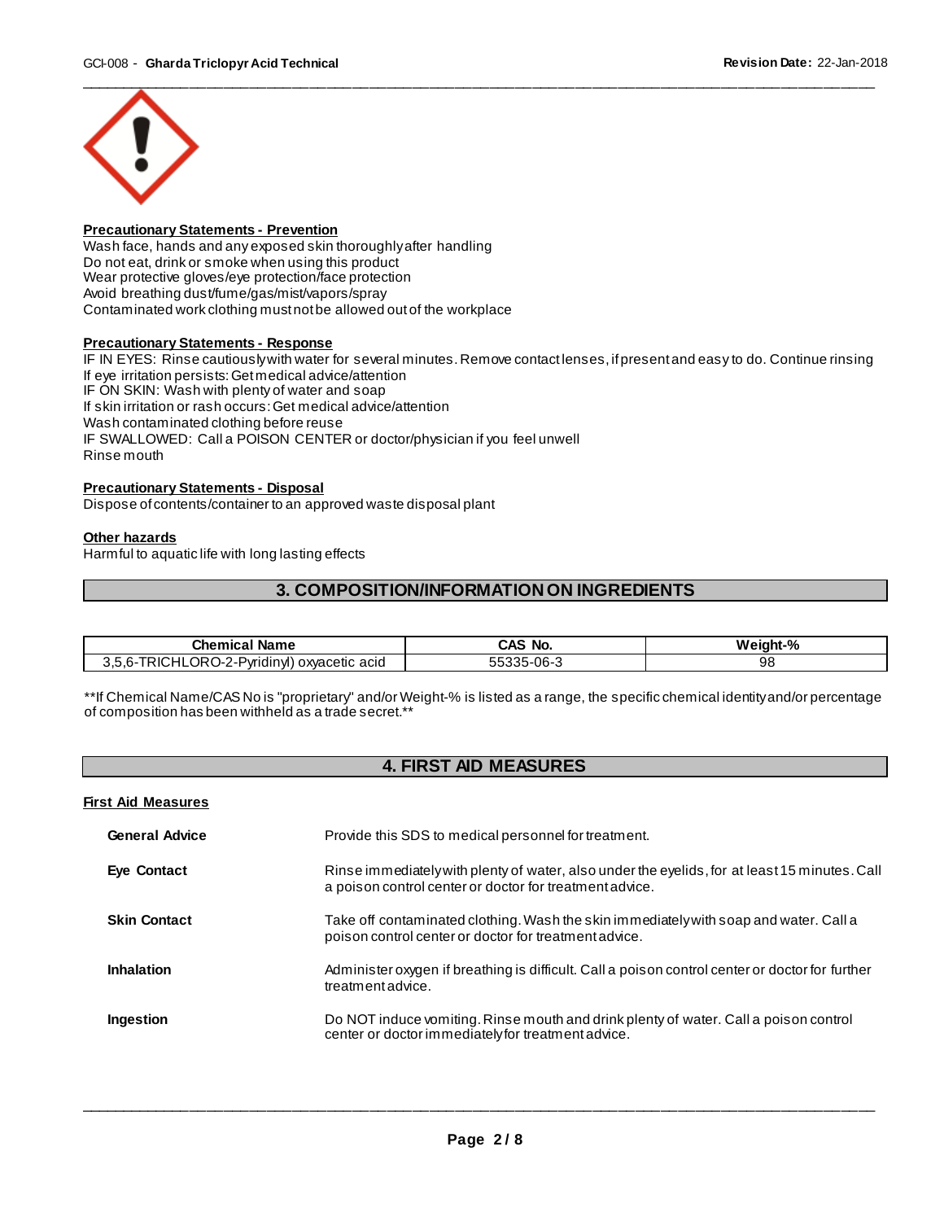#### Precautionary Statements - Prevention

Wash face, hands and any exposed skin thoroughly after handling
Do not eat, drink or smoke when using this product
Wear protective gloves/eye protection/face protection
Avoid breathing dust/fume/gas/mist/vapors/spray
Contaminated work clothing must not be allowed out of the workplace

#### Precautionary Statements - Response

IF IN EYES: Rinse cautiously with water for several minutes. Remove contact lenses, if present and easy to do. Continue rinsing
If eye irritation persists: Get medical advice/attention
IF ON SKIN: Wash with plenty of water and soap
If skin irritation or rash occurs: Get medical advice/attention
Wash contaminated clothing before reuse
IF SWALLOWED: Call a POISON CENTER or doctor/physician if you feel unwell
Rinse mouth

#### Precautionary Statements - Disposal

Dispose of contents/container to an approved waste disposal plant

#### Other hazards

Harmful to aquatic life with long lasting effects

## 3. COMPOSITION/INFORMATION ON INGREDIENTS

| Chemical Name | CAS No. | Weight-% |
|---|---|---|
| 3,5,6-TRICHLORO-2-Pyridinyl) oxyacetic acid | 55335-06-3 | 98 |

**If Chemical Name/CAS No is "proprietary" and/or Weight-% is listed as a range, the specific chemical identity and/or percentage of composition has been withheld as a trade secret.**

## 4. FIRST AID MEASURES

#### First Aid Measures

**General Advice** Provide this SDS to medical personnel for treatment.

**Eye Contact** Rinse immediately with plenty of water, also under the eyelids, for at least 15 minutes. Call a poison control center or doctor for treatment advice.

**Skin Contact** Take off contaminated clothing. Wash the skin immediately with soap and water. Call a poison control center or doctor for treatment advice.

**Inhalation** Administer oxygen if breathing is difficult. Call a poison control center or doctor for further treatment advice.

**Ingestion** Do NOT induce vomiting. Rinse mouth and drink plenty of water. Call a poison control center or doctor immediately for treatment advice.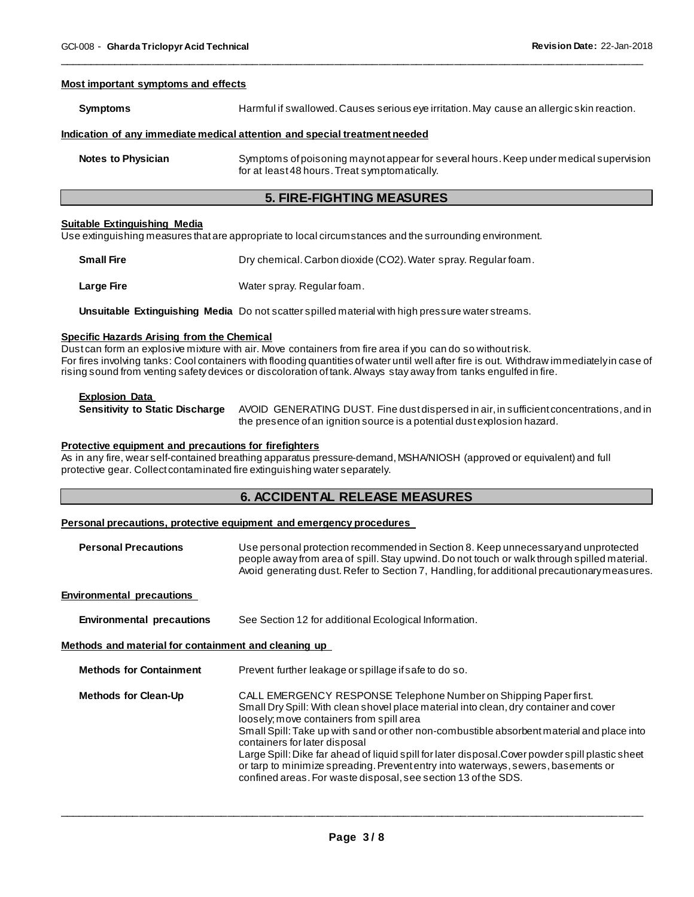#### Most important symptoms and effects

**Symptoms** Harmful if swallowed. Causes serious eye irritation. May cause an allergic skin reaction.

#### Indication of any immediate medical attention and special treatment needed

**Notes to Physician** Symptoms of poisoning may not appear for several hours. Keep under medical supervision for at least 48 hours. Treat symptomatically.

## 5. FIRE-FIGHTING MEASURES

#### Suitable Extinguishing Media

Use extinguishing measures that are appropriate to local circumstances and the surrounding environment.

**Small Fire** Dry chemical. Carbon dioxide ($CO_2$). Water spray. Regular foam.

**Large Fire** Water spray. Regular foam.

**Unsuitable Extinguishing Media** Do not scatter spilled material with high pressure water streams.

#### Specific Hazards Arising from the Chemical

Dust can form an explosive mixture with air. Move containers from fire area if you can do so without risk.
For fires involving tanks: Cool containers with flooding quantities of water until well after fire is out. Withdraw immediately in case of rising sound from venting safety devices or discoloration of tank. Always stay away from tanks engulfed in fire.

#### Explosion Data

**Sensitivity to Static Discharge** AVOID GENERATING DUST. Fine dust dispersed in air, in sufficient concentrations, and in the presence of an ignition source is a potential dust explosion hazard.

#### Protective equipment and precautions for firefighters

As in any fire, wear self-contained breathing apparatus pressure-demand, MSHA/NIOSH (approved or equivalent) and full protective gear. Collect contaminated fire extinguishing water separately.

## 6. ACCIDENTAL RELEASE MEASURES

#### Personal precautions, protective equipment and emergency procedures

**Personal Precautions** Use personal protection recommended in Section 8. Keep unnecessary and unprotected people away from area of spill. Stay upwind. Do not touch or walk through spilled material. Avoid generating dust. Refer to Section 7, Handling, for additional precautionary measures.

#### Environmental precautions

**Environmental precautions** See Section 12 for additional Ecological Information.

#### Methods and material for containment and cleaning up

**Methods for Containment** Prevent further leakage or spillage if safe to do so.

**Methods for Clean-Up** CALL EMERGENCY RESPONSE Telephone Number on Shipping Paper first.
Small Dry Spill: With clean shovel place material into clean, dry container and cover loosely; move containers from spill area
Small Spill: Take up with sand or other non-combustible absorbent material and place into containers for later disposal
Large Spill: Dike far ahead of liquid spill for later disposal.Cover powder spill plastic sheet or tarp to minimize spreading. Prevent entry into waterways, sewers, basements or confined areas. For waste disposal, see section 13 of the SDS.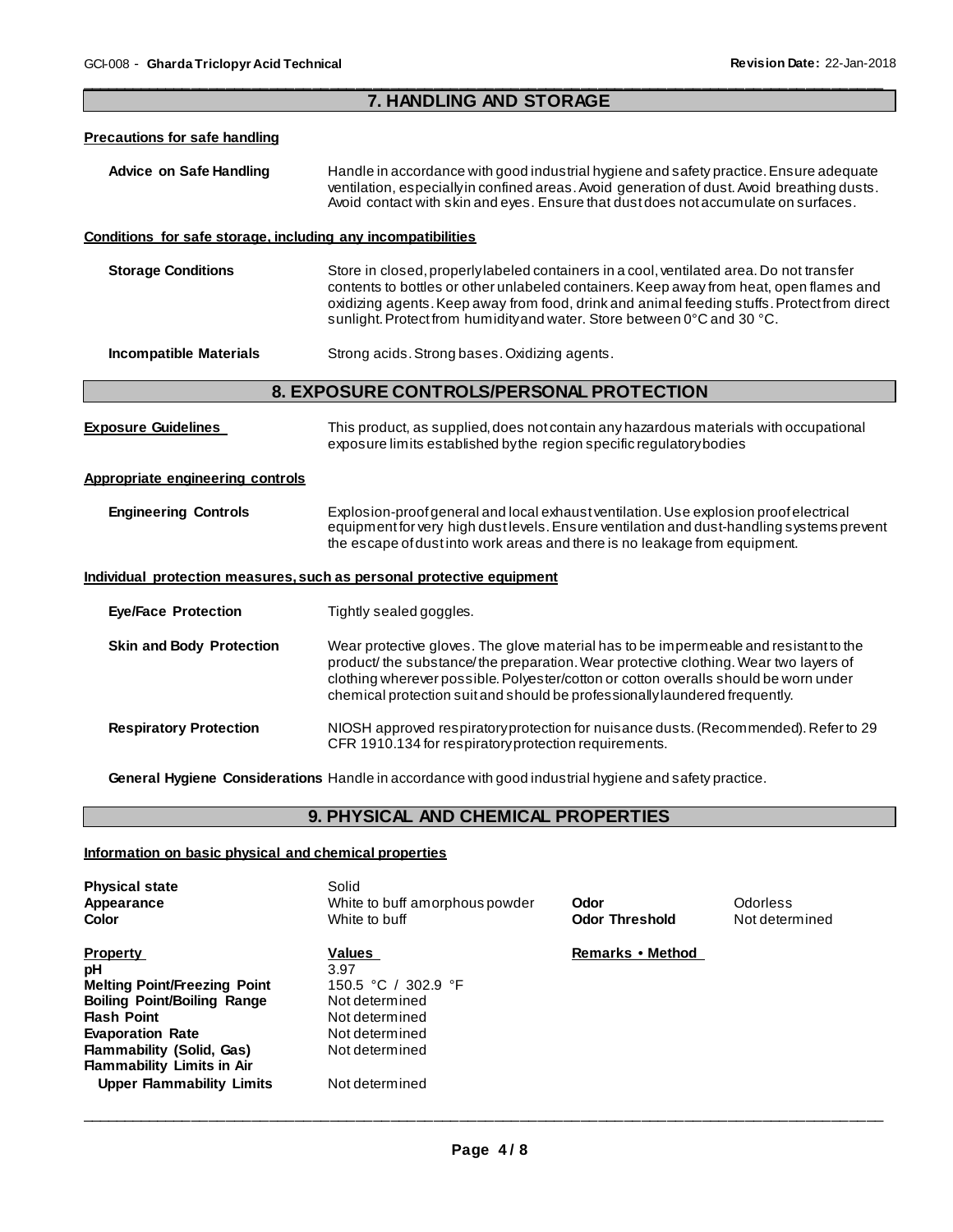## 7. HANDLING AND STORAGE

**Precautions for safe handling**

**Advice on Safe Handling** Handle in accordance with good industrial hygiene and safety practice. Ensure adequate ventilation, especially in confined areas. Avoid generation of dust. Avoid breathing dusts. Avoid contact with skin and eyes. Ensure that dust does not accumulate on surfaces.

**Conditions for safe storage, including any incompatibilities**

**Storage Conditions** Store in closed, properly labeled containers in a cool, ventilated area. Do not transfer contents to bottles or other unlabeled containers. Keep away from heat, open flames and oxidizing agents. Keep away from food, drink and animal feeding stuffs. Protect from direct sunlight. Protect from humidity and water. Store between 0°C and 30 °C.

**Incompatible Materials** Strong acids. Strong bases. Oxidizing agents.

## 8. EXPOSURE CONTROLS/PERSONAL PROTECTION

**Exposure Guidelines** This product, as supplied, does not contain any hazardous materials with occupational exposure limits established by the region specific regulatory bodies

**Appropriate engineering controls**

**Engineering Controls** Explosion-proof general and local exhaust ventilation. Use explosion proof electrical equipment for very high dust levels. Ensure ventilation and dust-handling systems prevent the escape of dust into work areas and there is no leakage from equipment.

**Individual protection measures, such as personal protective equipment**

**Eye/Face Protection** Tightly sealed goggles.

**Skin and Body Protection** Wear protective gloves. The glove material has to be impermeable and resistant to the product/ the substance/ the preparation. Wear protective clothing. Wear two layers of clothing wherever possible. Polyester/cotton or cotton overalls should be worn under chemical protection suit and should be professionally laundered frequently.

**Respiratory Protection** NIOSH approved respiratory protection for nuisance dusts. (Recommended). Refer to 29 CFR 1910.134 for respiratory protection requirements.

**General Hygiene Considerations** Handle in accordance with good industrial hygiene and safety practice.

## 9. PHYSICAL AND CHEMICAL PROPERTIES

**Information on basic physical and chemical properties**

| | | | |
|---|---|---|---|
| **Physical state** | Solid | | |
| **Appearance** | White to buff amorphous powder | **Odor** | Odorless |
| **Color** | White to buff | **Odor Threshold** | Not determined |

| **Property** | **Values** | **Remarks • Method** |
|---|---|---|
| **pH** | 3.97 | |
| **Melting Point/Freezing Point** | 150.5 °C / 302.9 °F | |
| **Boiling Point/Boiling Range** | Not determined | |
| **Flash Point** | Not determined | |
| **Evaporation Rate** | Not determined | |
| **Flammability (Solid, Gas)** | Not determined | |
| **Flammability Limits in Air** | | |
| **Upper Flammability Limits** | Not determined | |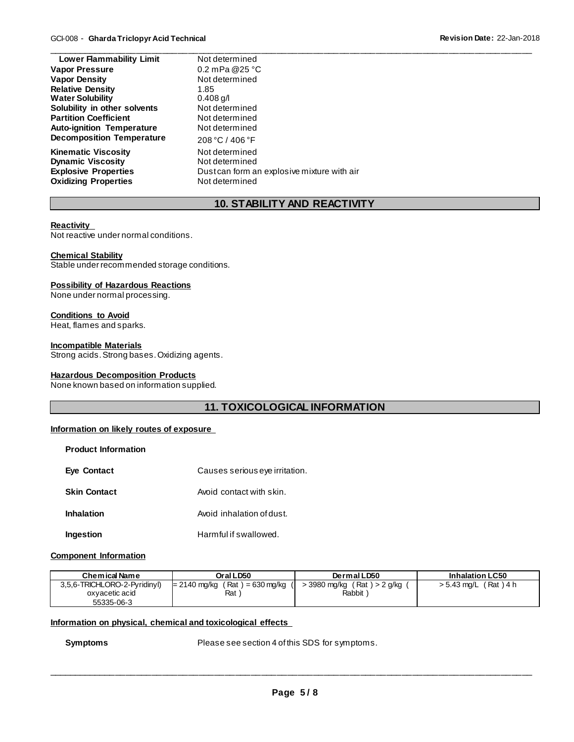| | |
|---|---|
| **Lower Flammability Limit** | Not determined |
| **Vapor Pressure** | 0.2 mPa @25 °C |
| **Vapor Density** | Not determined |
| **Relative Density** | 1.85 |
| **Water Solubility** | 0.408 g/l |
| **Solubility in other solvents** | Not determined |
| **Partition Coefficient** | Not determined |
| **Auto-ignition Temperature** | Not determined |
| **Decomposition Temperature** | 208 °C / 406 °F |
| **Kinematic Viscosity** | Not determined |
| **Dynamic Viscosity** | Not determined |
| **Explosive Properties** | Dust can form an explosive mixture with air |
| **Oxidizing Properties** | Not determined |

## 10. STABILITY AND REACTIVITY

**Reactivity**
Not reactive under normal conditions.

**Chemical Stability**
Stable under recommended storage conditions.

**Possibility of Hazardous Reactions**
None under normal processing.

**Conditions to Avoid**
Heat, flames and sparks.

**Incompatible Materials**
Strong acids. Strong bases. Oxidizing agents.

**Hazardous Decomposition Products**
None known based on information supplied.

## 11. TOXICOLOGICAL INFORMATION

**Information on likely routes of exposure**

**Product Information**

| | |
|---|---|
| **Eye Contact** | Causes serious eye irritation. |
| **Skin Contact** | Avoid contact with skin. |
| **Inhalation** | Avoid inhalation of dust. |
| **Ingestion** | Harmful if swallowed. |

**Component Information**

| Chemical Name | Oral LD50 | Dermal LD50 | Inhalation LC50 |
|---|---|---|---|
| 3,5,6-TRICHLORO-2-Pyridinyl) oxyacetic acid 55335-06-3 | = 2140 mg/kg ( Rat ) = 630 mg/kg ( Rat ) | > 3980 mg/kg ( Rat ) > 2 g/kg ( Rabbit ) | > 5.43 mg/L ( Rat ) 4 h |

**Information on physical, chemical and toxicological effects**

**Symptoms** Please see section 4 of this SDS for symptoms.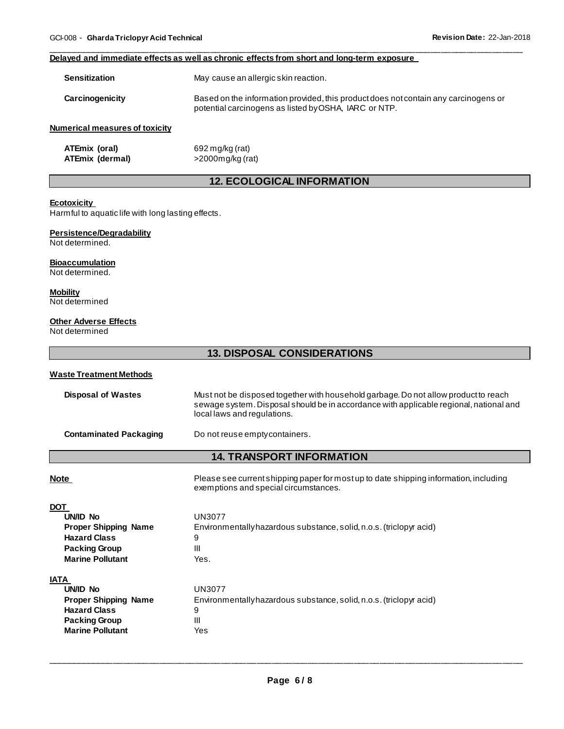**Delayed and immediate effects as well as chronic effects from short and long-term exposure**

| | |
|---|---|
| **Sensitization** | May cause an allergic skin reaction. |
| **Carcinogenicity** | Based on the information provided, this product does not contain any carcinogens or potential carcinogens as listed by OSHA, IARC or NTP. |

**Numerical measures of toxicity**

| | |
|---|---|
| **ATEmix (oral)** | 692 mg/kg (rat) |
| **ATEmix (dermal)** | >2000mg/kg (rat) |

## 12. ECOLOGICAL INFORMATION

**Ecotoxicity**
Harmful to aquatic life with long lasting effects.

**Persistence/Degradability**
Not determined.

**Bioaccumulation**
Not determined.

**Mobility**
Not determined

**Other Adverse Effects**
Not determined

## 13. DISPOSAL CONSIDERATIONS

**Waste Treatment Methods**

| | |
|---|---|
| **Disposal of Wastes** | Must not be disposed together with household garbage. Do not allow product to reach sewage system. Disposal should be in accordance with applicable regional, national and local laws and regulations. |
| **Contaminated Packaging** | Do not reuse empty containers. |

## 14. TRANSPORT INFORMATION

**Note** — Please see current shipping paper for most up to date shipping information, including exemptions and special circumstances.

**DOT**

| | |
|---|---|
| **UN/ID No** | UN3077 |
| **Proper Shipping Name** | Environmentally hazardous substance, solid, n.o.s. (triclopyr acid) |
| **Hazard Class** | 9 |
| **Packing Group** | III |
| **Marine Pollutant** | Yes. |

**IATA**

| | |
|---|---|
| **UN/ID No** | UN3077 |
| **Proper Shipping Name** | Environmentally hazardous substance, solid, n.o.s. (triclopyr acid) |
| **Hazard Class** | 9 |
| **Packing Group** | III |
| **Marine Pollutant** | Yes |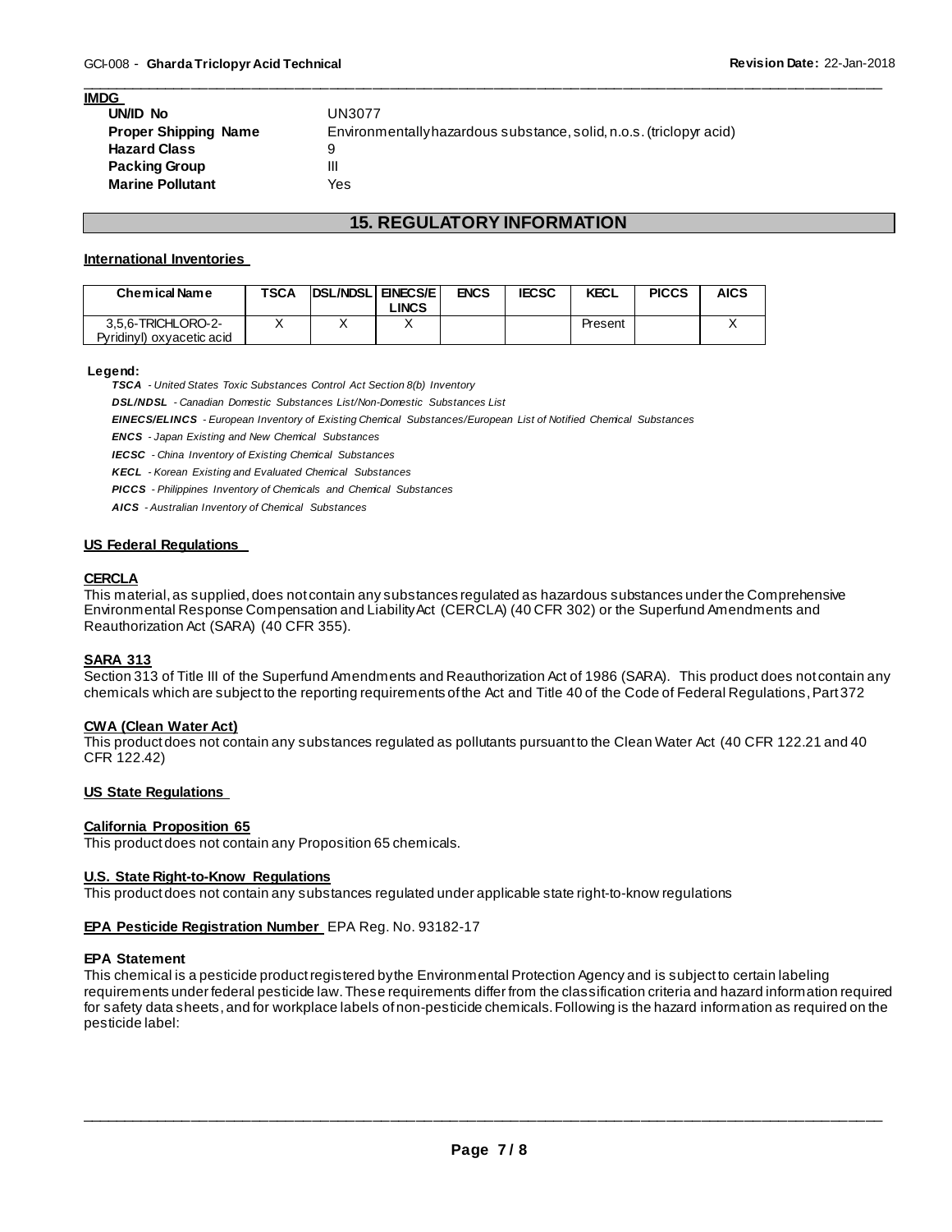**IMDG**

| | |
|---|---|
| **UN/ID No** | UN3077 |
| **Proper Shipping Name** | Environmentally hazardous substance, solid, n.o.s. (triclopyr acid) |
| **Hazard Class** | 9 |
| **Packing Group** | III |
| **Marine Pollutant** | Yes |

## 15. REGULATORY INFORMATION

### International Inventories

| Chemical Name | TSCA | DSL/NDSL | EINECS/ELINCS | ENCS | IECSC | KECL | PICCS | AICS |
|---|---|---|---|---|---|---|---|---|
| 3,5,6-TRICHLORO-2-Pyridinyl) oxyacetic acid | X | X | X | | | Present | | X |

**Legend:**

***TSCA*** *- United States Toxic Substances Control Act Section 8(b) Inventory*

***DSL/NDSL*** *- Canadian Domestic Substances List/Non-Domestic Substances List*

***EINECS/ELINCS*** *- European Inventory of Existing Chemical Substances/European List of Notified Chemical Substances*

***ENCS*** *- Japan Existing and New Chemical Substances*

***IECSC*** *- China Inventory of Existing Chemical Substances*

***KECL*** *- Korean Existing and Evaluated Chemical Substances*

***PICCS*** *- Philippines Inventory of Chemicals and Chemical Substances*

***AICS*** *- Australian Inventory of Chemical Substances*

### US Federal Regulations

**CERCLA**

This material, as supplied, does not contain any substances regulated as hazardous substances under the Comprehensive Environmental Response Compensation and Liability Act (CERCLA) (40 CFR 302) or the Superfund Amendments and Reauthorization Act (SARA) (40 CFR 355).

**SARA 313**

Section 313 of Title III of the Superfund Amendments and Reauthorization Act of 1986 (SARA). This product does not contain any chemicals which are subject to the reporting requirements of the Act and Title 40 of the Code of Federal Regulations, Part 372

**CWA (Clean Water Act)**

This product does not contain any substances regulated as pollutants pursuant to the Clean Water Act (40 CFR 122.21 and 40 CFR 122.42)

### US State Regulations

**California Proposition 65**

This product does not contain any Proposition 65 chemicals.

**U.S. State Right-to-Know Regulations**

This product does not contain any substances regulated under applicable state right-to-know regulations

**EPA Pesticide Registration Number** EPA Reg. No. 93182-17

**EPA Statement**

This chemical is a pesticide product registered by the Environmental Protection Agency and is subject to certain labeling requirements under federal pesticide law. These requirements differ from the classification criteria and hazard information required for safety data sheets, and for workplace labels of non-pesticide chemicals. Following is the hazard information as required on the pesticide label: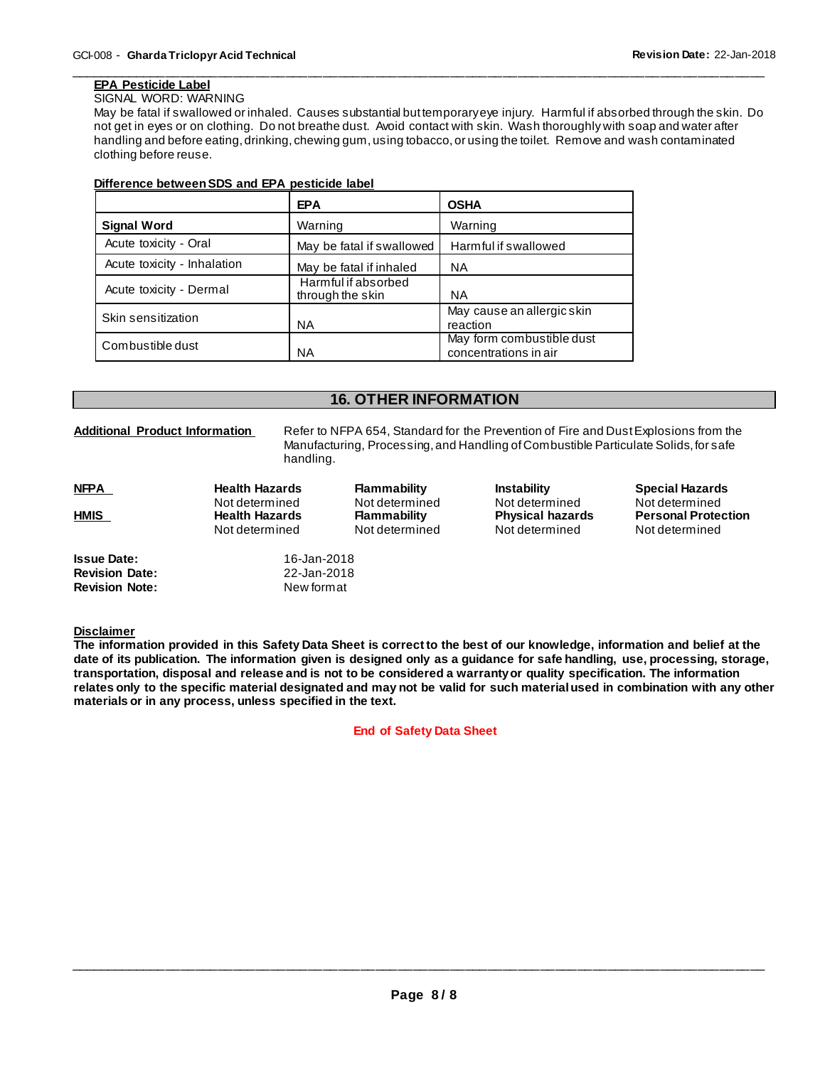**EPA Pesticide Label**

SIGNAL WORD: WARNING

May be fatal if swallowed or inhaled. Causes substantial but temporary eye injury. Harmful if absorbed through the skin. Do not get in eyes or on clothing. Do not breathe dust. Avoid contact with skin. Wash thoroughly with soap and water after handling and before eating, drinking, chewing gum, using tobacco, or using the toilet. Remove and wash contaminated clothing before reuse.

**Difference between SDS and EPA pesticide label**

| | **EPA** | **OSHA** |
|---|---|---|
| **Signal Word** | Warning | Warning |
| Acute toxicity - Oral | May be fatal if swallowed | Harmful if swallowed |
| Acute toxicity - Inhalation | May be fatal if inhaled | NA |
| Acute toxicity - Dermal | Harmful if absorbed through the skin | NA |
| Skin sensitization | NA | May cause an allergic skin reaction |
| Combustible dust | NA | May form combustible dust concentrations in air |

## 16. OTHER INFORMATION

**Additional Product Information**
Refer to NFPA 654, Standard for the Prevention of Fire and Dust Explosions from the Manufacturing, Processing, and Handling of Combustible Particulate Solids, for safe handling.

| | | | | |
|---|---|---|---|---|
| **NFPA** | **Health Hazards** Not determined | **Flammability** Not determined | **Instability** Not determined | **Special Hazards** Not determined |
| **HMIS** | **Health Hazards** Not determined | **Flammability** Not determined | **Physical hazards** Not determined | **Personal Protection** Not determined |

**Issue Date:** 16-Jan-2018
**Revision Date:** 22-Jan-2018
**Revision Note:** New format

**Disclaimer**

**The information provided in this Safety Data Sheet is correct to the best of our knowledge, information and belief at the date of its publication. The information given is designed only as a guidance for safe handling, use, processing, storage, transportation, disposal and release and is not to be considered a warranty or quality specification. The information relates only to the specific material designated and may not be valid for such material used in combination with any other materials or in any process, unless specified in the text.**

**End of Safety Data Sheet**